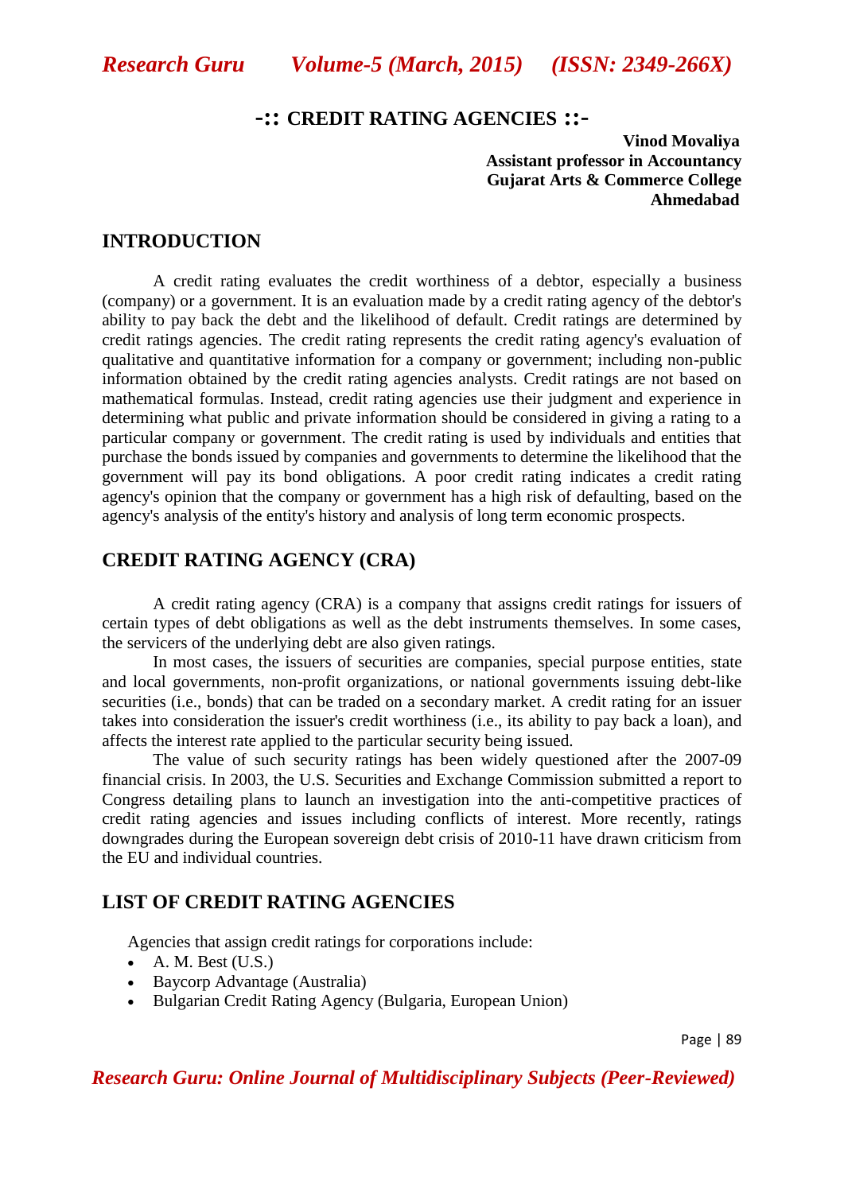# -:: CREDIT RATING AGENCIES ::-

**Vinod Movaliya**
**Assistant professor in Accountancy**
**Gujarat Arts & Commerce College**
**Ahmedabad**

## INTRODUCTION

A credit rating evaluates the credit worthiness of a debtor, especially a business (company) or a government. It is an evaluation made by a credit rating agency of the debtor's ability to pay back the debt and the likelihood of default. Credit ratings are determined by credit ratings agencies. The credit rating represents the credit rating agency's evaluation of qualitative and quantitative information for a company or government; including non-public information obtained by the credit rating agencies analysts. Credit ratings are not based on mathematical formulas. Instead, credit rating agencies use their judgment and experience in determining what public and private information should be considered in giving a rating to a particular company or government. The credit rating is used by individuals and entities that purchase the bonds issued by companies and governments to determine the likelihood that the government will pay its bond obligations. A poor credit rating indicates a credit rating agency's opinion that the company or government has a high risk of defaulting, based on the agency's analysis of the entity's history and analysis of long term economic prospects.

## CREDIT RATING AGENCY (CRA)

A credit rating agency (CRA) is a company that assigns credit ratings for issuers of certain types of debt obligations as well as the debt instruments themselves. In some cases, the servicers of the underlying debt are also given ratings.

In most cases, the issuers of securities are companies, special purpose entities, state and local governments, non-profit organizations, or national governments issuing debt-like securities (i.e., bonds) that can be traded on a secondary market. A credit rating for an issuer takes into consideration the issuer's credit worthiness (i.e., its ability to pay back a loan), and affects the interest rate applied to the particular security being issued.

The value of such security ratings has been widely questioned after the 2007-09 financial crisis. In 2003, the U.S. Securities and Exchange Commission submitted a report to Congress detailing plans to launch an investigation into the anti-competitive practices of credit rating agencies and issues including conflicts of interest. More recently, ratings downgrades during the European sovereign debt crisis of 2010-11 have drawn criticism from the EU and individual countries.

## LIST OF CREDIT RATING AGENCIES

Agencies that assign credit ratings for corporations include:

- A. M. Best (U.S.)
- Baycorp Advantage (Australia)
- Bulgarian Credit Rating Agency (Bulgaria, European Union)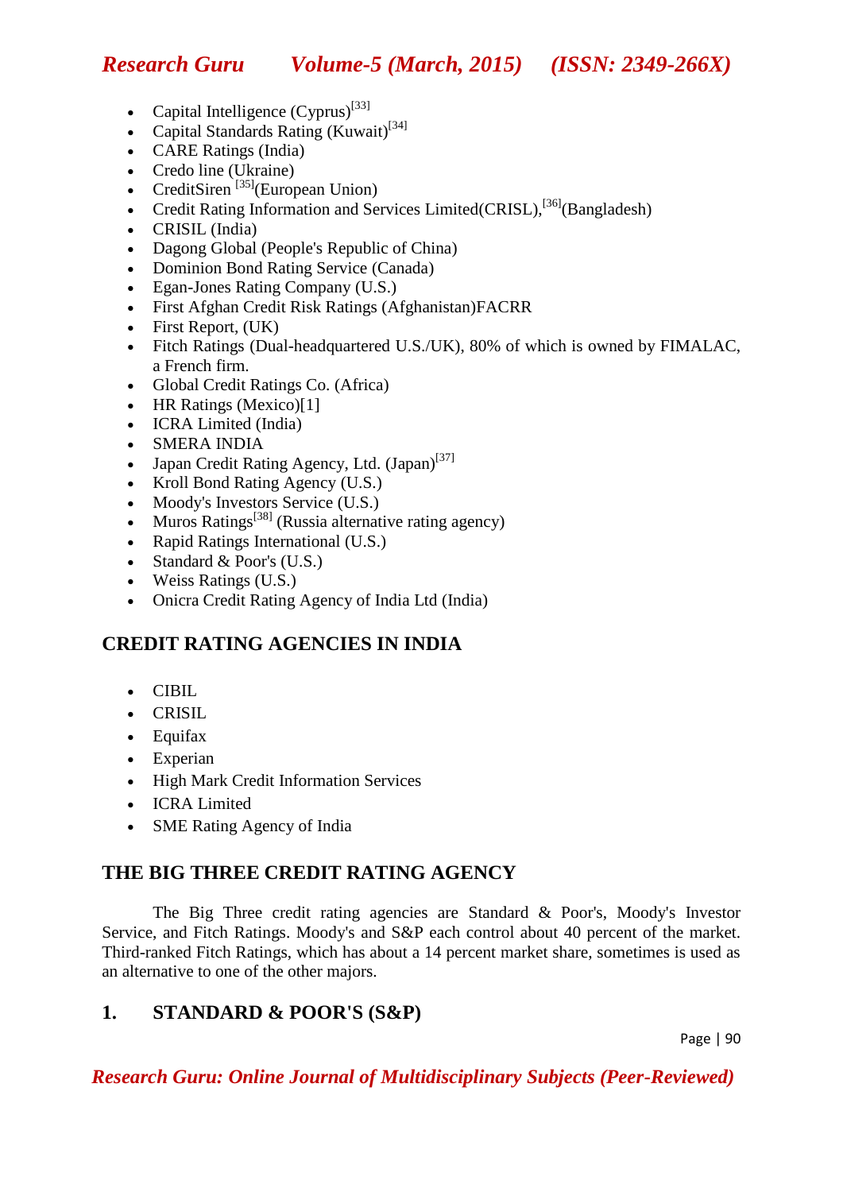- Capital Intelligence (Cyprus)[33]
- Capital Standards Rating (Kuwait)[34]
- CARE Ratings (India)
- Credo line (Ukraine)
- CreditSiren [35](European Union)
- Credit Rating Information and Services Limited(CRISL),[36](Bangladesh)
- CRISIL (India)
- Dagong Global (People's Republic of China)
- Dominion Bond Rating Service (Canada)
- Egan-Jones Rating Company (U.S.)
- First Afghan Credit Risk Ratings (Afghanistan)FACRR
- First Report, (UK)
- Fitch Ratings (Dual-headquartered U.S./UK), 80% of which is owned by FIMALAC, a French firm.
- Global Credit Ratings Co. (Africa)
- HR Ratings (Mexico)[1]
- ICRA Limited (India)
- SMERA INDIA
- Japan Credit Rating Agency, Ltd. (Japan)[37]
- Kroll Bond Rating Agency (U.S.)
- Moody's Investors Service (U.S.)
- Muros Ratings[38] (Russia alternative rating agency)
- Rapid Ratings International (U.S.)
- Standard & Poor's (U.S.)
- Weiss Ratings (U.S.)
- Onicra Credit Rating Agency of India Ltd (India)

## CREDIT RATING AGENCIES IN INDIA

- CIBIL
- CRISIL
- Equifax
- Experian
- High Mark Credit Information Services
- ICRA Limited
- SME Rating Agency of India

## THE BIG THREE CREDIT RATING AGENCY

The Big Three credit rating agencies are Standard & Poor's, Moody's Investor Service, and Fitch Ratings. Moody's and S&P each control about 40 percent of the market. Third-ranked Fitch Ratings, which has about a 14 percent market share, sometimes is used as an alternative to one of the other majors.

## 1. STANDARD & POOR'S (S&P)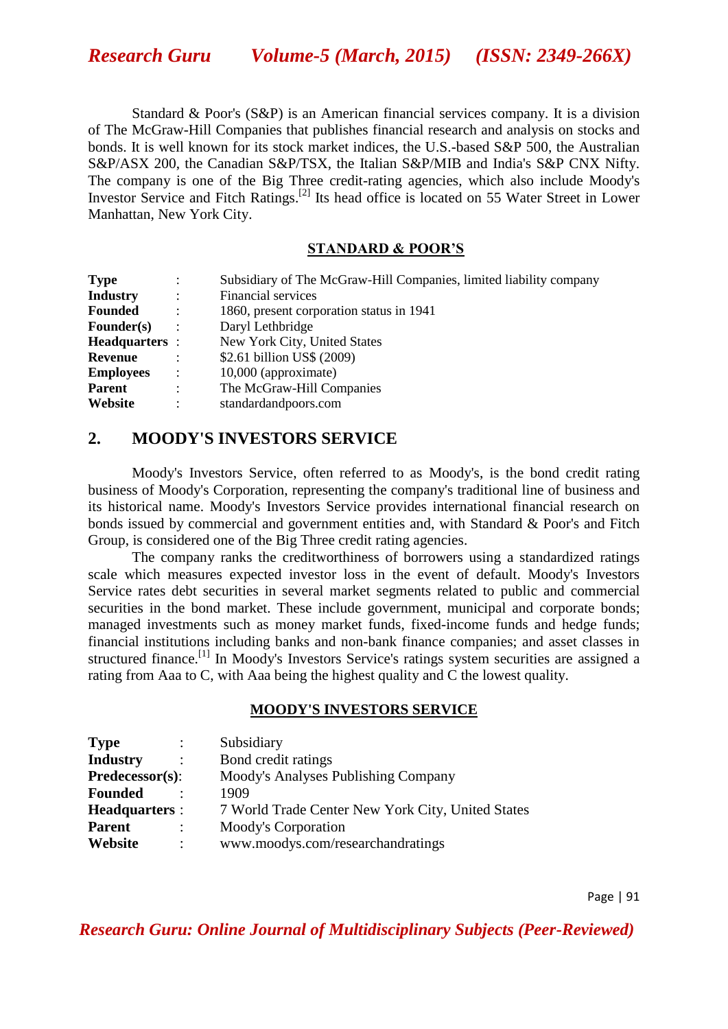Standard & Poor's (S&P) is an American financial services company. It is a division of The McGraw-Hill Companies that publishes financial research and analysis on stocks and bonds. It is well known for its stock market indices, the U.S.-based S&P 500, the Australian S&P/ASX 200, the Canadian S&P/TSX, the Italian S&P/MIB and India's S&P CNX Nifty. The company is one of the Big Three credit-rating agencies, which also include Moody's Investor Service and Fitch Ratings.[2] Its head office is located on 55 Water Street in Lower Manhattan, New York City.

**STANDARD & POOR'S**

| | | |
|---|---|---|
| **Type** | : | Subsidiary of The McGraw-Hill Companies, limited liability company |
| **Industry** | : | Financial services |
| **Founded** | : | 1860, present corporation status in 1941 |
| **Founder(s)** | : | Daryl Lethbridge |
| **Headquarters** | : | New York City, United States |
| **Revenue** | : | $2.61 billion US$ (2009) |
| **Employees** | : | 10,000 (approximate) |
| **Parent** | : | The McGraw-Hill Companies |
| **Website** | : | standardandpoors.com |

## 2. MOODY'S INVESTORS SERVICE

Moody's Investors Service, often referred to as Moody's, is the bond credit rating business of Moody's Corporation, representing the company's traditional line of business and its historical name. Moody's Investors Service provides international financial research on bonds issued by commercial and government entities and, with Standard & Poor's and Fitch Group, is considered one of the Big Three credit rating agencies.

The company ranks the creditworthiness of borrowers using a standardized ratings scale which measures expected investor loss in the event of default. Moody's Investors Service rates debt securities in several market segments related to public and commercial securities in the bond market. These include government, municipal and corporate bonds; managed investments such as money market funds, fixed-income funds and hedge funds; financial institutions including banks and non-bank finance companies; and asset classes in structured finance.[1] In Moody's Investors Service's ratings system securities are assigned a rating from Aaa to C, with Aaa being the highest quality and C the lowest quality.

**MOODY'S INVESTORS SERVICE**

| | | |
|---|---|---|
| **Type** | : | Subsidiary |
| **Industry** | : | Bond credit ratings |
| **Predecessor(s)** | : | Moody's Analyses Publishing Company |
| **Founded** | : | 1909 |
| **Headquarters** | : | 7 World Trade Center New York City, United States |
| **Parent** | : | Moody's Corporation |
| **Website** | : | www.moodys.com/researchandratings |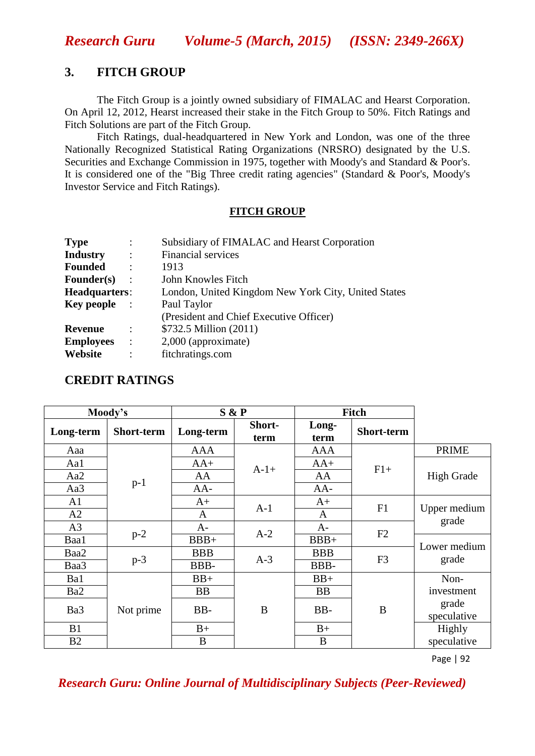## 3. FITCH GROUP

The Fitch Group is a jointly owned subsidiary of FIMALAC and Hearst Corporation. On April 12, 2012, Hearst increased their stake in the Fitch Group to 50%. Fitch Ratings and Fitch Solutions are part of the Fitch Group.

Fitch Ratings, dual-headquartered in New York and London, was one of the three Nationally Recognized Statistical Rating Organizations (NRSRO) designated by the U.S. Securities and Exchange Commission in 1975, together with Moody's and Standard & Poor's. It is considered one of the "Big Three credit rating agencies" (Standard & Poor's, Moody's Investor Service and Fitch Ratings).

**FITCH GROUP**

| | | |
|---|---|---|
| **Type** | : | Subsidiary of FIMALAC and Hearst Corporation |
| **Industry** | : | Financial services |
| **Founded** | : | 1913 |
| **Founder(s)** | : | John Knowles Fitch |
| **Headquarters** | : | London, United Kingdom New York City, United States |
| **Key people** | : | Paul Taylor (President and Chief Executive Officer) |
| **Revenue** | : | $732.5 Million (2011) |
| **Employees** | : | 2,000 (approximate) |
| **Website** | : | fitchratings.com |

## CREDIT RATINGS

| Moody's | | S & P | | Fitch | | |
|---|---|---|---|---|---|---|
| **Long-term** | **Short-term** | **Long-term** | **Short-term** | **Long-term** | **Short-term** | |
| Aaa | p-1 | AAA | A-1+ | AAA | F1+ | PRIME |
| Aa1 | | AA+ | | AA+ | | High Grade |
| Aa2 | | AA | | AA | | |
| Aa3 | | AA- | | AA- | | |
| A1 | | A+ | A-1 | A+ | F1 | Upper medium grade |
| A2 | | A | | A | | |
| A3 | p-2 | A- | A-2 | A- | F2 | |
| Baa1 | | BBB+ | | BBB+ | | Lower medium grade |
| Baa2 | p-3 | BBB | A-3 | BBB | F3 | |
| Baa3 | | BBB- | | BBB- | | |
| Ba1 | Not prime | BB+ | B | BB+ | B | Non-investment grade speculative |
| Ba2 | | BB | | BB | | |
| Ba3 | | BB- | | BB- | | |
| B1 | | B+ | | B+ | | Highly speculative |
| B2 | | B | | B | | |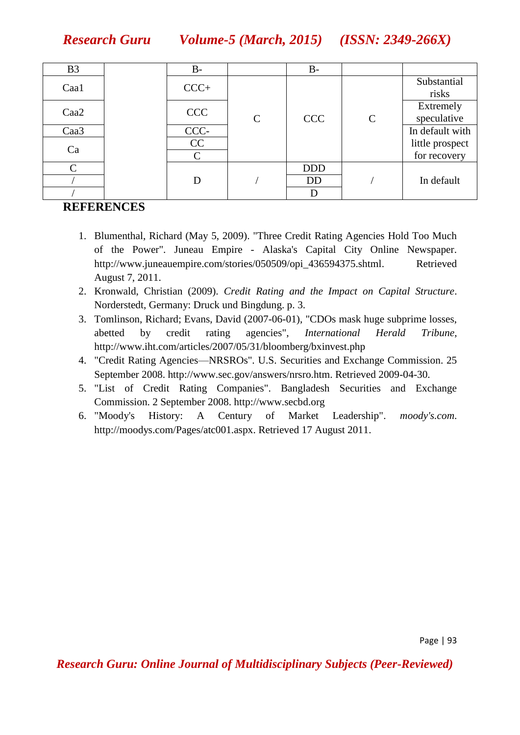| | | | | | | |
|---|---|---|---|---|---|---|
| B3 | | B- | | B- | | |
| Caa1 | | CCC+ | C | CCC | C | Substantial risks |
| Caa2 | | CCC | | | | Extremely speculative |
| Caa3 | | CCC- | | | | In default with little prospect for recovery |
| Ca | | CC | | | | |
| | | C | | | | |
| C | | D | / | DDD | / | In default |
| / | | | | DD | | |
| / | | | | D | | |

**REFERENCES**

1. Blumenthal, Richard (May 5, 2009). "Three Credit Rating Agencies Hold Too Much of the Power". Juneau Empire - Alaska's Capital City Online Newspaper. http://www.juneauempire.com/stories/050509/opi_436594375.shtml. Retrieved August 7, 2011.
2. Kronwald, Christian (2009). *Credit Rating and the Impact on Capital Structure*. Norderstedt, Germany: Druck und Bingdung. p. 3.
3. Tomlinson, Richard; Evans, David (2007-06-01), "CDOs mask huge subprime losses, abetted by credit rating agencies", *International Herald Tribune*, http://www.iht.com/articles/2007/05/31/bloomberg/bxinvest.php
4. "Credit Rating Agencies—NRSROs". U.S. Securities and Exchange Commission. 25 September 2008. http://www.sec.gov/answers/nrsro.htm. Retrieved 2009-04-30.
5. "List of Credit Rating Companies". Bangladesh Securities and Exchange Commission. 2 September 2008. http://www.secbd.org
6. "Moody's History: A Century of Market Leadership". *moody's.com*. http://moodys.com/Pages/atc001.aspx. Retrieved 17 August 2011.